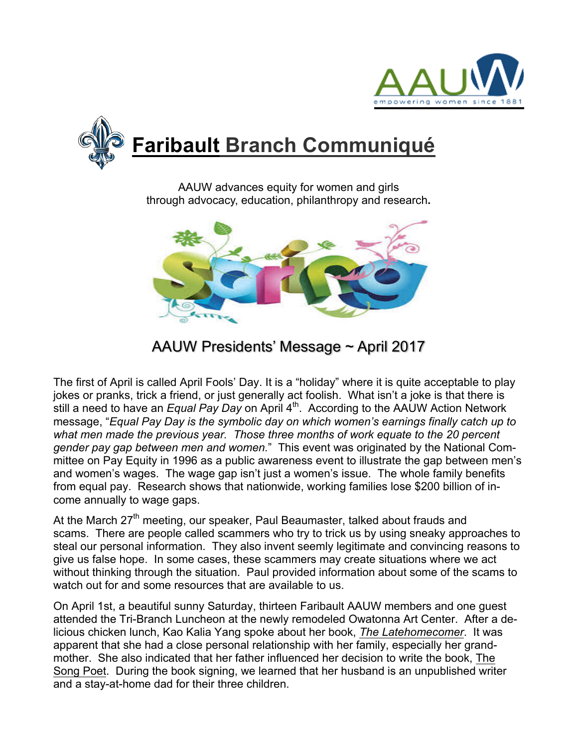# Faribault Branch Communiqué

AAUW advances equity for women and girls through advocacy, education, philanthropy and research.

## AAUW Presidents' Message ~ April 2017

The first of April is called April Fools' Day. It is a "holiday" where it is quite acceptable to play jokes or pranks, trick a friend, or just generally act foolish. What isn't a joke is that there is still a need to have an *Equal Pay Day* on April 4th. According to the AAUW Action Network message, "*Equal Pay Day is the symbolic day on which women's earnings finally catch up to what men made the previous year. Those three months of work equate to the 20 percent gender pay gap between men and women.*" This event was originated by the National Committee on Pay Equity in 1996 as a public awareness event to illustrate the gap between men's and women's wages. The wage gap isn't just a women's issue. The whole family benefits from equal pay. Research shows that nationwide, working families lose $200 billion of income annually to wage gaps.

At the March 27th meeting, our speaker, Paul Beaumaster, talked about frauds and scams. There are people called scammers who try to trick us by using sneaky approaches to steal our personal information. They also invent seemly legitimate and convincing reasons to give us false hope. In some cases, these scammers may create situations where we act without thinking through the situation. Paul provided information about some of the scams to watch out for and some resources that are available to us.

On April 1st, a beautiful sunny Saturday, thirteen Faribault AAUW members and one guest attended the Tri-Branch Luncheon at the newly remodeled Owatonna Art Center. After a delicious chicken lunch, Kao Kalia Yang spoke about her book, *The Latehomecomer*. It was apparent that she had a close personal relationship with her family, especially her grandmother. She also indicated that her father influenced her decision to write the book, The Song Poet. During the book signing, we learned that her husband is an unpublished writer and a stay-at-home dad for their three children.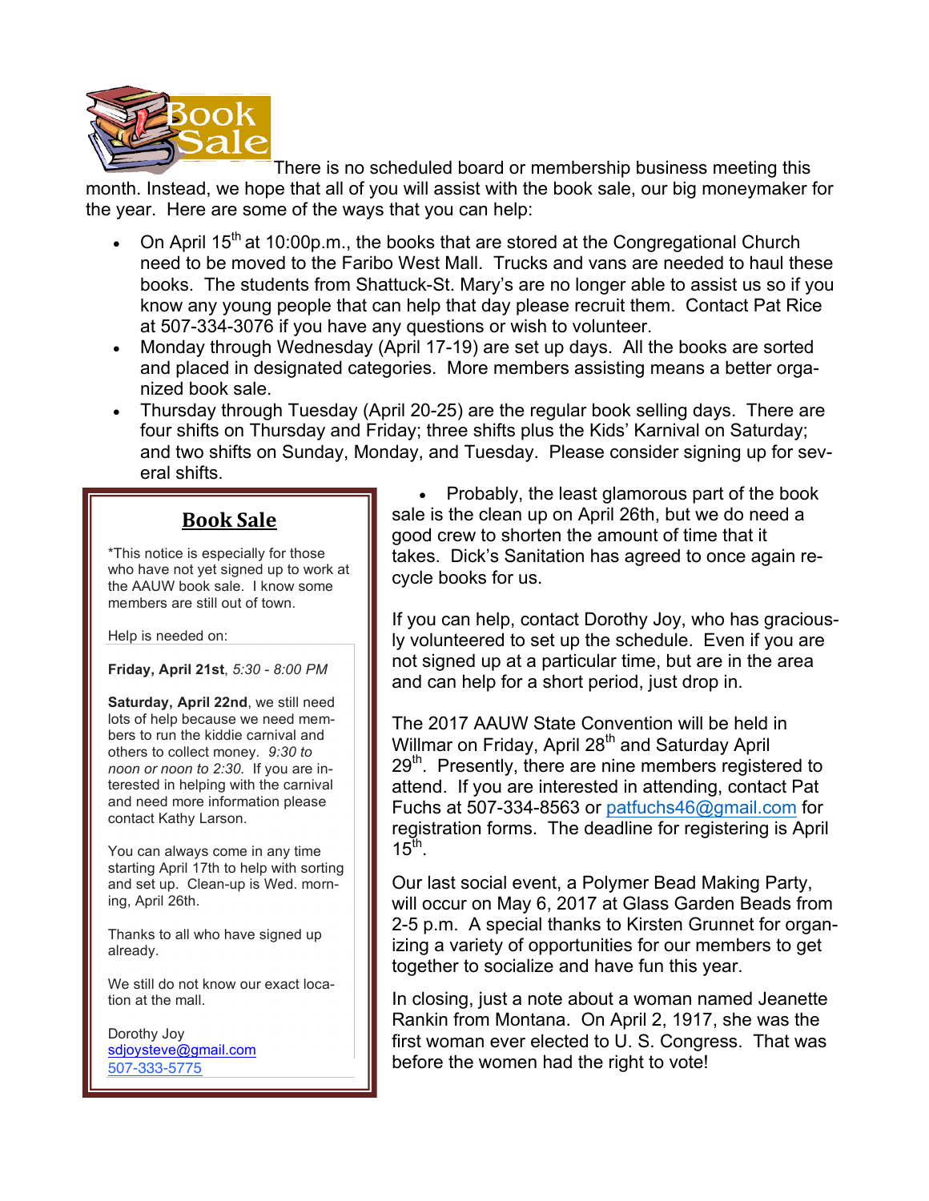Book Sale

There is no scheduled board or membership business meeting this month. Instead, we hope that all of you will assist with the book sale, our big moneymaker for the year. Here are some of the ways that you can help:

- On April 15th at 10:00p.m., the books that are stored at the Congregational Church need to be moved to the Faribo West Mall. Trucks and vans are needed to haul these books. The students from Shattuck-St. Mary's are no longer able to assist us so if you know any young people that can help that day please recruit them. Contact Pat Rice at 507-334-3076 if you have any questions or wish to volunteer.
- Monday through Wednesday (April 17-19) are set up days. All the books are sorted and placed in designated categories. More members assisting means a better organized book sale.
- Thursday through Tuesday (April 20-25) are the regular book selling days. There are four shifts on Thursday and Friday; three shifts plus the Kids' Karnival on Saturday; and two shifts on Sunday, Monday, and Tuesday. Please consider signing up for several shifts.
- Probably, the least glamorous part of the book sale is the clean up on April 26th, but we do need a good crew to shorten the amount of time that it takes. Dick's Sanitation has agreed to once again recycle books for us.

If you can help, contact Dorothy Joy, who has graciously volunteered to set up the schedule. Even if you are not signed up at a particular time, but are in the area and can help for a short period, just drop in.

The 2017 AAUW State Convention will be held in Willmar on Friday, April 28th and Saturday April 29th. Presently, there are nine members registered to attend. If you are interested in attending, contact Pat Fuchs at 507-334-8563 or patfuchs46@gmail.com for registration forms. The deadline for registering is April 15th.

Our last social event, a Polymer Bead Making Party, will occur on May 6, 2017 at Glass Garden Beads from 2-5 p.m. A special thanks to Kirsten Grunnet for organizing a variety of opportunities for our members to get together to socialize and have fun this year.

In closing, just a note about a woman named Jeanette Rankin from Montana. On April 2, 1917, she was the first woman ever elected to U. S. Congress. That was before the women had the right to vote!

## Book Sale

*This notice is especially for those who have not yet signed up to work at the AAUW book sale. I know some members are still out of town.

Help is needed on:

**Friday, April 21st**, *5:30 - 8:00 PM*

**Saturday, April 22nd**, we still need lots of help because we need members to run the kiddie carnival and others to collect money. *9:30 to noon or noon to 2:30.* If you are interested in helping with the carnival and need more information please contact Kathy Larson.

You can always come in any time starting April 17th to help with sorting and set up. Clean-up is Wed. morning, April 26th.

Thanks to all who have signed up already.

We still do not know our exact location at the mall.

Dorothy Joy
sdjoysteve@gmail.com
507-333-5775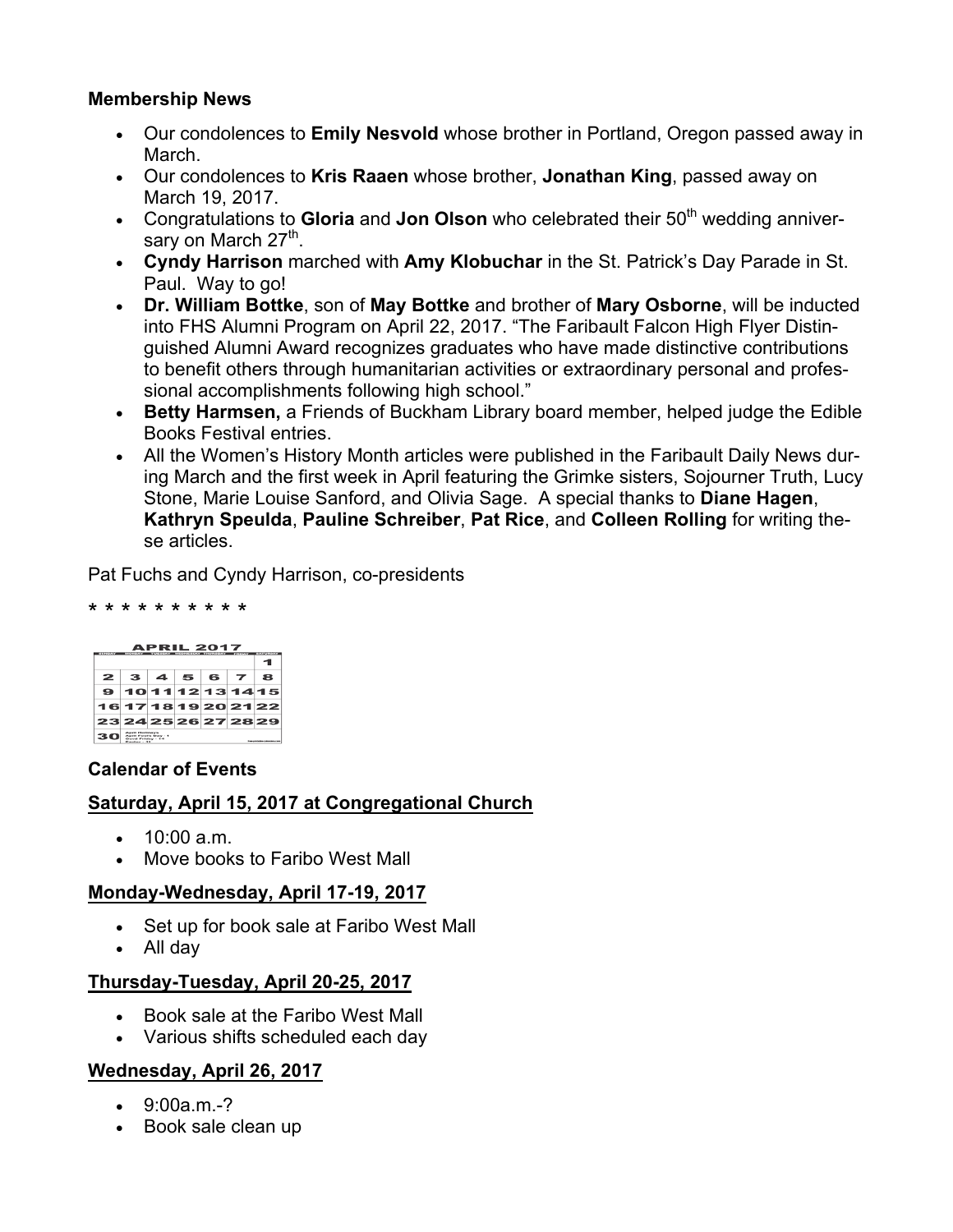**Membership News**

- Our condolences to **Emily Nesvold** whose brother in Portland, Oregon passed away in March.
- Our condolences to **Kris Raaen** whose brother, **Jonathan King**, passed away on March 19, 2017.
- Congratulations to **Gloria** and **Jon Olson** who celebrated their 50th wedding anniversary on March 27th.
- **Cyndy Harrison** marched with **Amy Klobuchar** in the St. Patrick's Day Parade in St. Paul. Way to go!
- **Dr. William Bottke**, son of **May Bottke** and brother of **Mary Osborne**, will be inducted into FHS Alumni Program on April 22, 2017. "The Faribault Falcon High Flyer Distinguished Alumni Award recognizes graduates who have made distinctive contributions to benefit others through humanitarian activities or extraordinary personal and professional accomplishments following high school."
- **Betty Harmsen,** a Friends of Buckham Library board member, helped judge the Edible Books Festival entries.
- All the Women's History Month articles were published in the Faribault Daily News during March and the first week in April featuring the Grimke sisters, Sojourner Truth, Lucy Stone, Marie Louise Sanford, and Olivia Sage. A special thanks to **Diane Hagen**, **Kathryn Speulda**, **Pauline Schreiber**, **Pat Rice**, and **Colleen Rolling** for writing these articles.

Pat Fuchs and Cyndy Harrison, co-presidents

* * * * * * * * * *

**Calendar of Events**

**Saturday, April 15, 2017 at Congregational Church**

- 10:00 a.m.
- Move books to Faribo West Mall

**Monday-Wednesday, April 17-19, 2017**

- Set up for book sale at Faribo West Mall
- All day

**Thursday-Tuesday, April 20-25, 2017**

- Book sale at the Faribo West Mall
- Various shifts scheduled each day

**Wednesday, April 26, 2017**

- 9:00a.m.-?
- Book sale clean up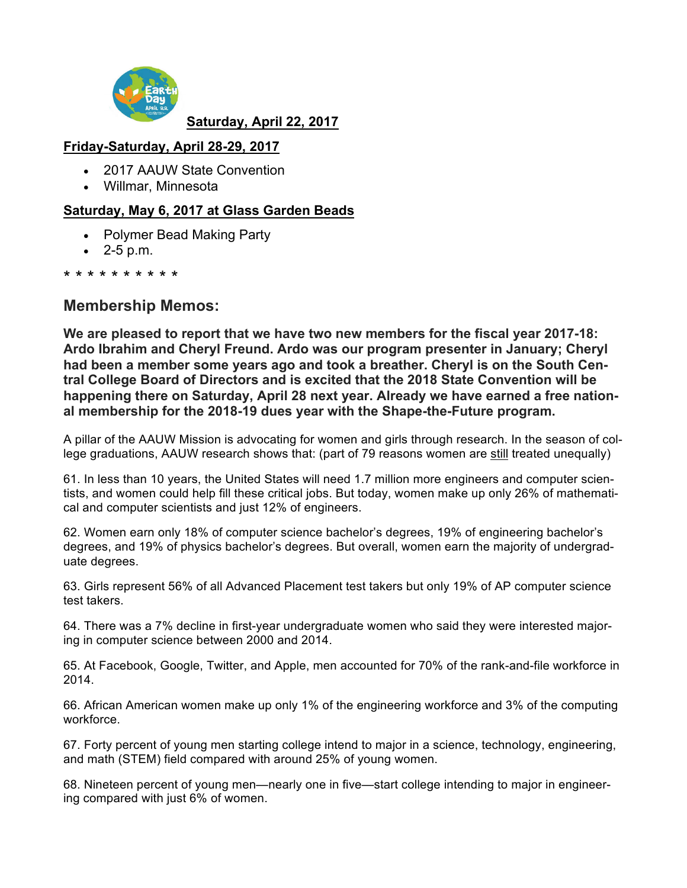**Saturday, April 22, 2017**

**Friday-Saturday, April 28-29, 2017**

- 2017 AAUW State Convention
- Willmar, Minnesota

**Saturday, May 6, 2017 at Glass Garden Beads**

- Polymer Bead Making Party
- 2-5 p.m.

* * * * * * * * * *

## Membership Memos:

**We are pleased to report that we have two new members for the fiscal year 2017-18: Ardo Ibrahim and Cheryl Freund. Ardo was our program presenter in January; Cheryl had been a member some years ago and took a breather. Cheryl is on the South Central College Board of Directors and is excited that the 2018 State Convention will be happening there on Saturday, April 28 next year. Already we have earned a free national membership for the 2018-19 dues year with the Shape-the-Future program.**

A pillar of the AAUW Mission is advocating for women and girls through research. In the season of college graduations, AAUW research shows that: (part of 79 reasons women are still treated unequally)

61. In less than 10 years, the United States will need 1.7 million more engineers and computer scientists, and women could help fill these critical jobs. But today, women make up only 26% of mathematical and computer scientists and just 12% of engineers.

62. Women earn only 18% of computer science bachelor's degrees, 19% of engineering bachelor's degrees, and 19% of physics bachelor's degrees. But overall, women earn the majority of undergraduate degrees.

63. Girls represent 56% of all Advanced Placement test takers but only 19% of AP computer science test takers.

64. There was a 7% decline in first-year undergraduate women who said they were interested majoring in computer science between 2000 and 2014.

65. At Facebook, Google, Twitter, and Apple, men accounted for 70% of the rank-and-file workforce in 2014.

66. African American women make up only 1% of the engineering workforce and 3% of the computing workforce.

67. Forty percent of young men starting college intend to major in a science, technology, engineering, and math (STEM) field compared with around 25% of young women.

68. Nineteen percent of young men—nearly one in five—start college intending to major in engineering compared with just 6% of women.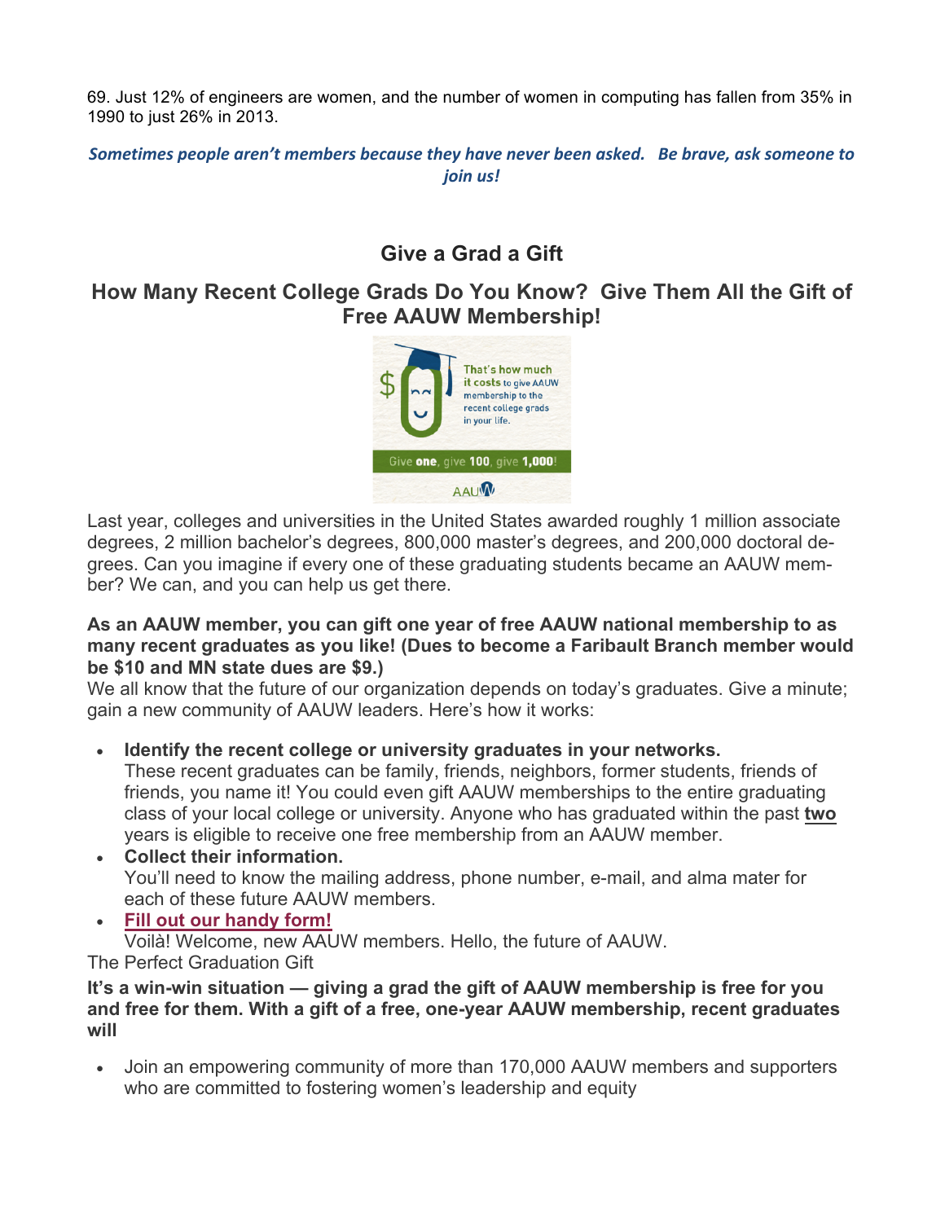69. Just 12% of engineers are women, and the number of women in computing has fallen from 35% in 1990 to just 26% in 2013.

***Sometimes people aren't members because they have never been asked. Be brave, ask someone to join us!***

## Give a Grad a Gift

## How Many Recent College Grads Do You Know? Give Them All the Gift of Free AAUW Membership!

Last year, colleges and universities in the United States awarded roughly 1 million associate degrees, 2 million bachelor's degrees, 800,000 master's degrees, and 200,000 doctoral degrees. Can you imagine if every one of these graduating students became an AAUW member? We can, and you can help us get there.

**As an AAUW member, you can gift one year of free AAUW national membership to as many recent graduates as you like! (Dues to become a Faribault Branch member would be $10 and MN state dues are $9.)**

We all know that the future of our organization depends on today's graduates. Give a minute; gain a new community of AAUW leaders. Here's how it works:

- **Identify the recent college or university graduates in your networks.**
  These recent graduates can be family, friends, neighbors, former students, friends of friends, you name it! You could even gift AAUW memberships to the entire graduating class of your local college or university. Anyone who has graduated within the past **two** years is eligible to receive one free membership from an AAUW member.
- **Collect their information.**
  You'll need to know the mailing address, phone number, e-mail, and alma mater for each of these future AAUW members.
- **Fill out our handy form!**
  Voilà! Welcome, new AAUW members. Hello, the future of AAUW.

The Perfect Graduation Gift

**It's a win-win situation — giving a grad the gift of AAUW membership is free for you and free for them. With a gift of a free, one-year AAUW membership, recent graduates will**

- Join an empowering community of more than 170,000 AAUW members and supporters who are committed to fostering women's leadership and equity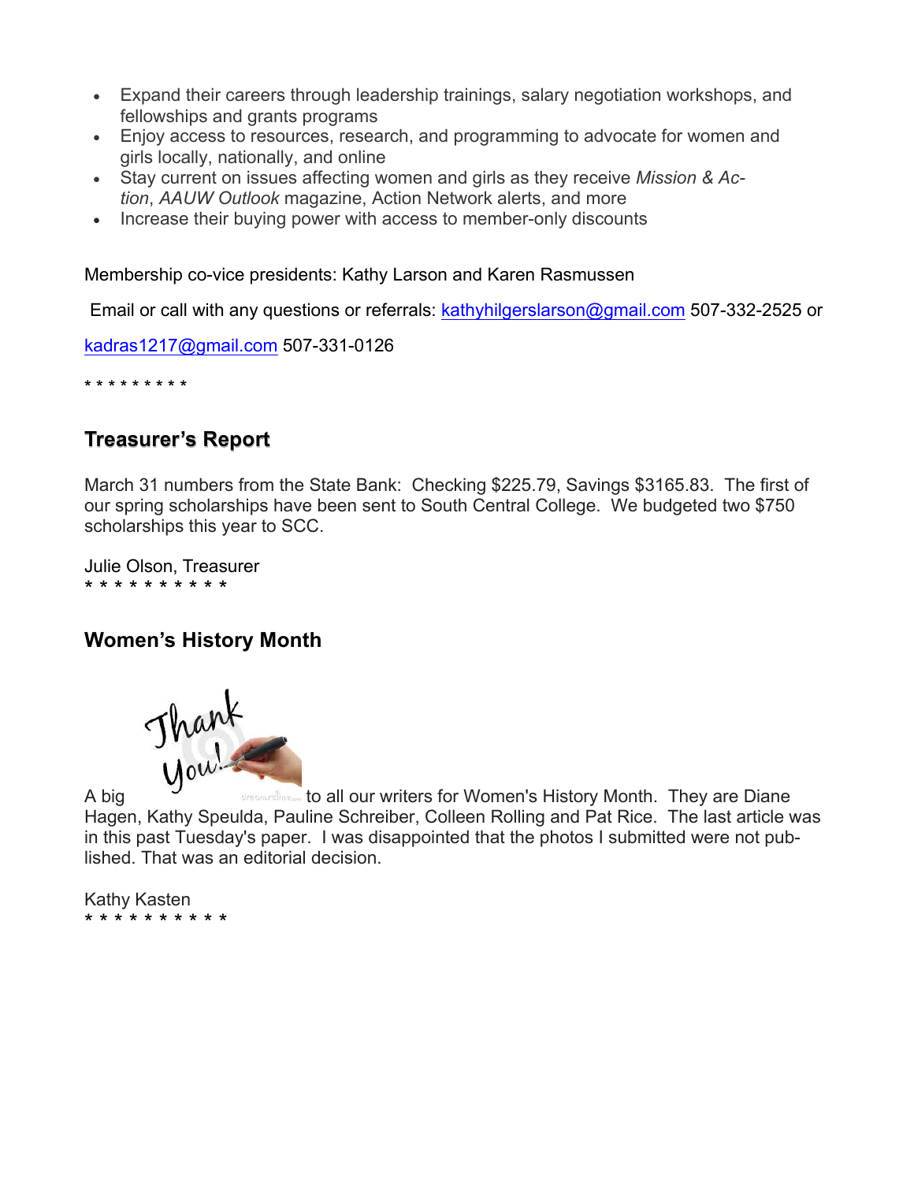- Expand their careers through leadership trainings, salary negotiation workshops, and fellowships and grants programs
- Enjoy access to resources, research, and programming to advocate for women and girls locally, nationally, and online
- Stay current on issues affecting women and girls as they receive *Mission & Action*, *AAUW Outlook* magazine, Action Network alerts, and more
- Increase their buying power with access to member-only discounts

Membership co-vice presidents: Kathy Larson and Karen Rasmussen

Email or call with any questions or referrals: kathyhilgerslarson@gmail.com 507-332-2525 or

kadras1217@gmail.com 507-331-0126

* * * * * * * * *

## Treasurer's Report

March 31 numbers from the State Bank: Checking $225.79, Savings $3165.83. The first of our spring scholarships have been sent to South Central College. We budgeted two $750 scholarships this year to SCC.

Julie Olson, Treasurer
* * * * * * * * * *

## Women's History Month

A big to all our writers for Women's History Month. They are Diane Hagen, Kathy Speulda, Pauline Schreiber, Colleen Rolling and Pat Rice. The last article was in this past Tuesday's paper. I was disappointed that the photos I submitted were not published. That was an editorial decision.

Kathy Kasten
* * * * * * * * * *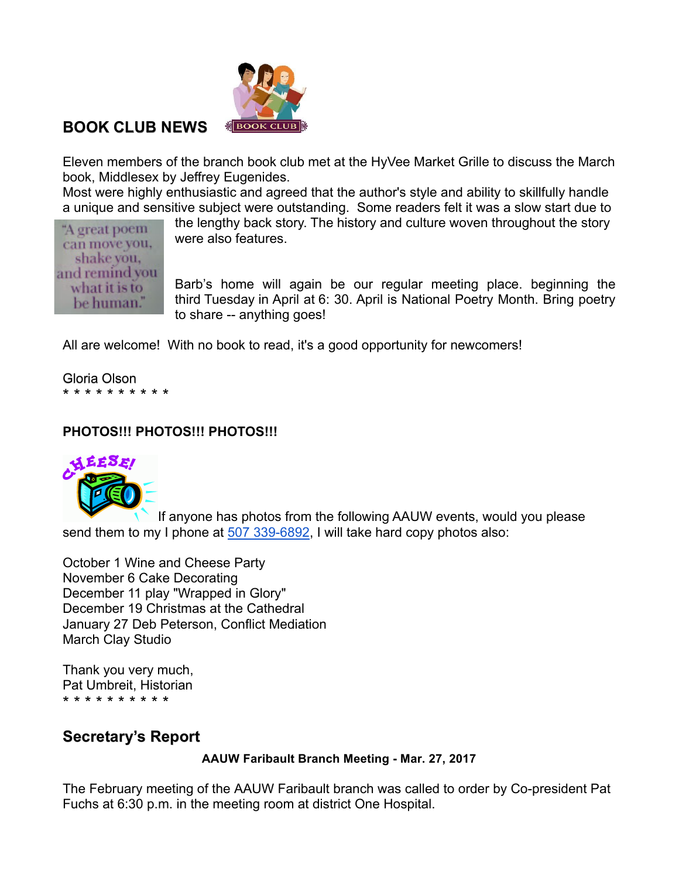## BOOK CLUB NEWS

Eleven members of the branch book club met at the HyVee Market Grille to discuss the March book, Middlesex by Jeffrey Eugenides.
Most were highly enthusiastic and agreed that the author's style and ability to skillfully handle a unique and sensitive subject were outstanding. Some readers felt it was a slow start due to the lengthy back story. The history and culture woven throughout the story were also features.

"A great poem can move you, shake you, and remind you what it is to be human."

Barb's home will again be our regular meeting place. beginning the third Tuesday in April at 6: 30. April is National Poetry Month. Bring poetry to share -- anything goes!

All are welcome! With no book to read, it's a good opportunity for newcomers!

Gloria Olson
* * * * * * * * * *

**PHOTOS!!! PHOTOS!!! PHOTOS!!!**

CHEESE!

If anyone has photos from the following AAUW events, would you please send them to my I phone at 507 339-6892, I will take hard copy photos also:

October 1 Wine and Cheese Party
November 6 Cake Decorating
December 11 play "Wrapped in Glory"
December 19 Christmas at the Cathedral
January 27 Deb Peterson, Conflict Mediation
March Clay Studio

Thank you very much,
Pat Umbreit, Historian
* * * * * * * * * *

## Secretary's Report

**AAUW Faribault Branch Meeting - Mar. 27, 2017**

The February meeting of the AAUW Faribault branch was called to order by Co-president Pat Fuchs at 6:30 p.m. in the meeting room at district One Hospital.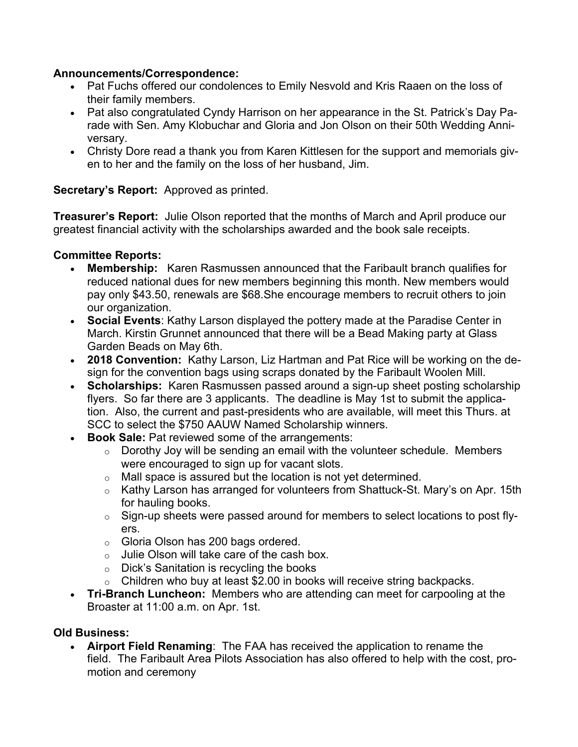**Announcements/Correspondence:**

- Pat Fuchs offered our condolences to Emily Nesvold and Kris Raaen on the loss of their family members.
- Pat also congratulated Cyndy Harrison on her appearance in the St. Patrick's Day Parade with Sen. Amy Klobuchar and Gloria and Jon Olson on their 50th Wedding Anniversary.
- Christy Dore read a thank you from Karen Kittlesen for the support and memorials given to her and the family on the loss of her husband, Jim.

**Secretary's Report:** Approved as printed.

**Treasurer's Report:** Julie Olson reported that the months of March and April produce our greatest financial activity with the scholarships awarded and the book sale receipts.

**Committee Reports:**

- **Membership:** Karen Rasmussen announced that the Faribault branch qualifies for reduced national dues for new members beginning this month. New members would pay only $43.50, renewals are $68.She encourage members to recruit others to join our organization.
- **Social Events**: Kathy Larson displayed the pottery made at the Paradise Center in March. Kirstin Grunnet announced that there will be a Bead Making party at Glass Garden Beads on May 6th.
- **2018 Convention:** Kathy Larson, Liz Hartman and Pat Rice will be working on the design for the convention bags using scraps donated by the Faribault Woolen Mill.
- **Scholarships:** Karen Rasmussen passed around a sign-up sheet posting scholarship flyers. So far there are 3 applicants. The deadline is May 1st to submit the application. Also, the current and past-presidents who are available, will meet this Thurs. at SCC to select the $750 AAUW Named Scholarship winners.
- **Book Sale:** Pat reviewed some of the arrangements:
  - Dorothy Joy will be sending an email with the volunteer schedule. Members were encouraged to sign up for vacant slots.
  - Mall space is assured but the location is not yet determined.
  - Kathy Larson has arranged for volunteers from Shattuck-St. Mary's on Apr. 15th for hauling books.
  - Sign-up sheets were passed around for members to select locations to post flyers.
  - Gloria Olson has 200 bags ordered.
  - Julie Olson will take care of the cash box.
  - Dick's Sanitation is recycling the books
  - Children who buy at least $2.00 in books will receive string backpacks.
- **Tri-Branch Luncheon:** Members who are attending can meet for carpooling at the Broaster at 11:00 a.m. on Apr. 1st.

**Old Business:**

- **Airport Field Renaming**: The FAA has received the application to rename the field. The Faribault Area Pilots Association has also offered to help with the cost, promotion and ceremony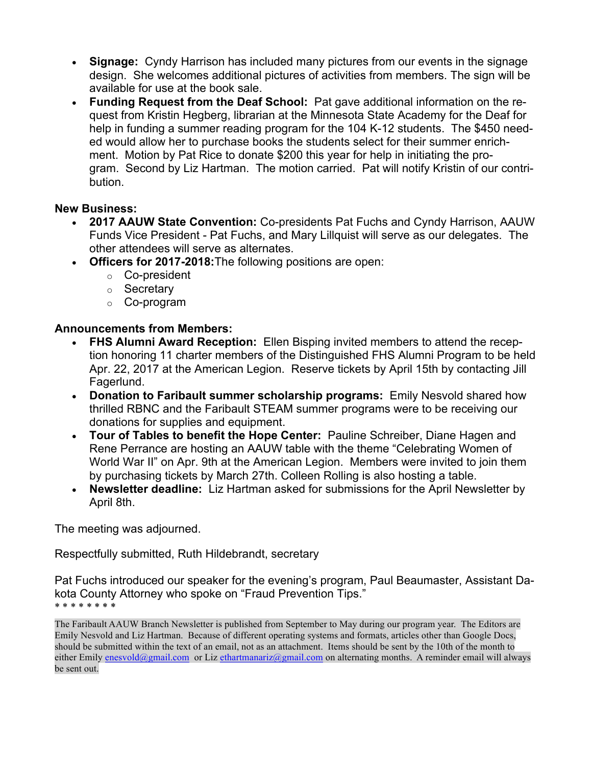- **Signage:** Cyndy Harrison has included many pictures from our events in the signage design. She welcomes additional pictures of activities from members. The sign will be available for use at the book sale.
- **Funding Request from the Deaf School:** Pat gave additional information on the request from Kristin Hegberg, librarian at the Minnesota State Academy for the Deaf for help in funding a summer reading program for the 104 K-12 students. The $450 needed would allow her to purchase books the students select for their summer enrichment. Motion by Pat Rice to donate $200 this year for help in initiating the program. Second by Liz Hartman. The motion carried. Pat will notify Kristin of our contribution.

**New Business:**

- **2017 AAUW State Convention:** Co-presidents Pat Fuchs and Cyndy Harrison, AAUW Funds Vice President - Pat Fuchs, and Mary Lillquist will serve as our delegates. The other attendees will serve as alternates.
- **Officers for 2017-2018:** The following positions are open:
  - Co-president
  - Secretary
  - Co-program

**Announcements from Members:**

- **FHS Alumni Award Reception:** Ellen Bisping invited members to attend the reception honoring 11 charter members of the Distinguished FHS Alumni Program to be held Apr. 22, 2017 at the American Legion. Reserve tickets by April 15th by contacting Jill Fagerlund.
- **Donation to Faribault summer scholarship programs:** Emily Nesvold shared how thrilled RBNC and the Faribault STEAM summer programs were to be receiving our donations for supplies and equipment.
- **Tour of Tables to benefit the Hope Center:** Pauline Schreiber, Diane Hagen and Rene Perrance are hosting an AAUW table with the theme "Celebrating Women of World War II" on Apr. 9th at the American Legion. Members were invited to join them by purchasing tickets by March 27th. Colleen Rolling is also hosting a table.
- **Newsletter deadline:** Liz Hartman asked for submissions for the April Newsletter by April 8th.

The meeting was adjourned.

Respectfully submitted, Ruth Hildebrandt, secretary

Pat Fuchs introduced our speaker for the evening's program, Paul Beaumaster, Assistant Dakota County Attorney who spoke on "Fraud Prevention Tips."

\* \* \* \* \* \* \* \*

The Faribault AAUW Branch Newsletter is published from September to May during our program year. The Editors are Emily Nesvold and Liz Hartman. Because of different operating systems and formats, articles other than Google Docs, should be submitted within the text of an email, not as an attachment. Items should be sent by the 10th of the month to either Emily enesvold@gmail.com or Liz ethartmanariz@gmail.com on alternating months. A reminder email will always be sent out.